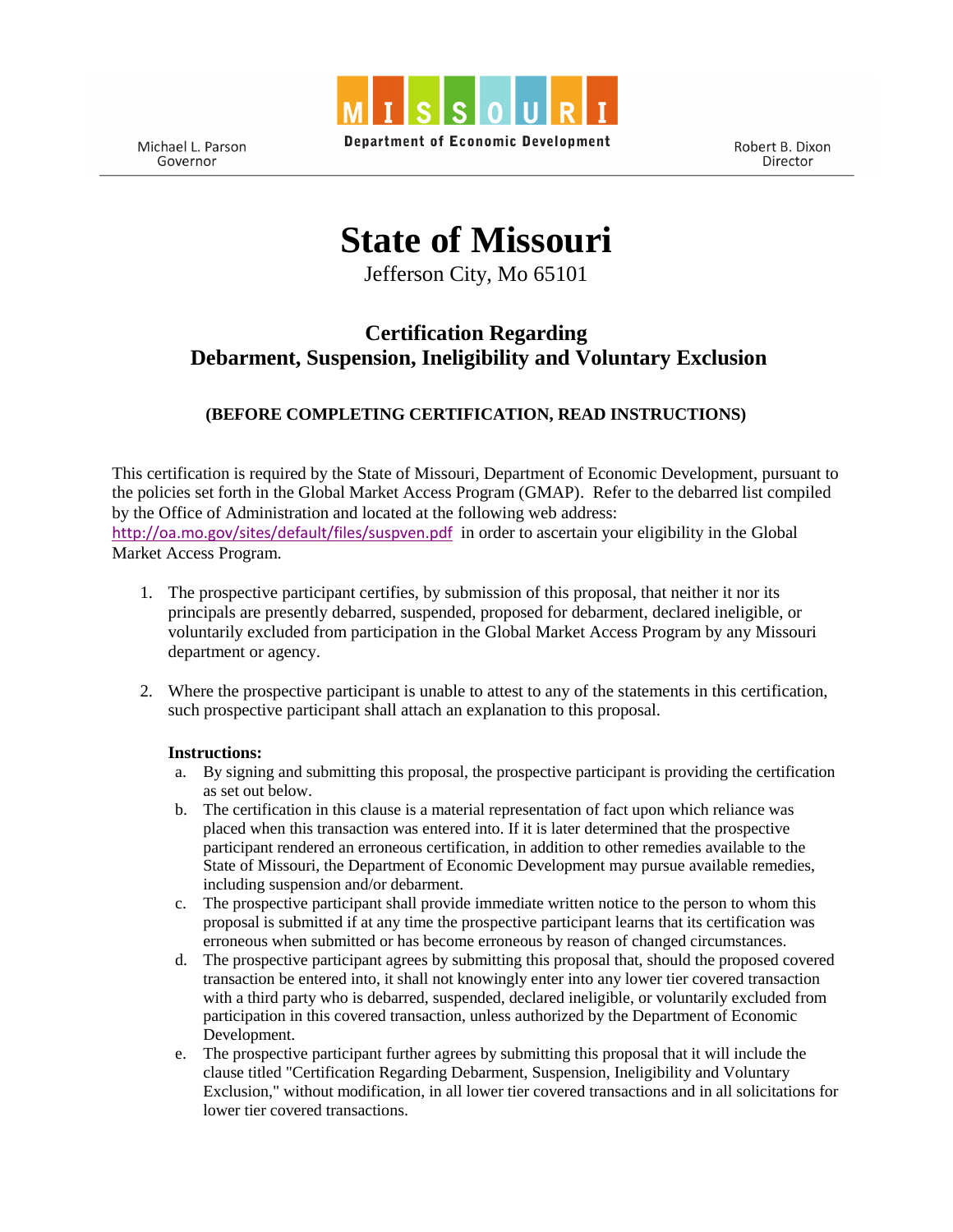Michael L. Parson
Governor

MISSOURI
Department of Economic Development

Robert B. Dixon
Director

# State of Missouri

Jefferson City, Mo 65101

## Certification Regarding Debarment, Suspension, Ineligibility and Voluntary Exclusion

**(BEFORE COMPLETING CERTIFICATION, READ INSTRUCTIONS)**

This certification is required by the State of Missouri, Department of Economic Development, pursuant to the policies set forth in the Global Market Access Program (GMAP). Refer to the debarred list compiled by the Office of Administration and located at the following web address: http://oa.mo.gov/sites/default/files/suspven.pdf in order to ascertain your eligibility in the Global Market Access Program.

1. The prospective participant certifies, by submission of this proposal, that neither it nor its principals are presently debarred, suspended, proposed for debarment, declared ineligible, or voluntarily excluded from participation in the Global Market Access Program by any Missouri department or agency.

2. Where the prospective participant is unable to attest to any of the statements in this certification, such prospective participant shall attach an explanation to this proposal.

**Instructions:**

a. By signing and submitting this proposal, the prospective participant is providing the certification as set out below.
b. The certification in this clause is a material representation of fact upon which reliance was placed when this transaction was entered into. If it is later determined that the prospective participant rendered an erroneous certification, in addition to other remedies available to the State of Missouri, the Department of Economic Development may pursue available remedies, including suspension and/or debarment.
c. The prospective participant shall provide immediate written notice to the person to whom this proposal is submitted if at any time the prospective participant learns that its certification was erroneous when submitted or has become erroneous by reason of changed circumstances.
d. The prospective participant agrees by submitting this proposal that, should the proposed covered transaction be entered into, it shall not knowingly enter into any lower tier covered transaction with a third party who is debarred, suspended, declared ineligible, or voluntarily excluded from participation in this covered transaction, unless authorized by the Department of Economic Development.
e. The prospective participant further agrees by submitting this proposal that it will include the clause titled "Certification Regarding Debarment, Suspension, Ineligibility and Voluntary Exclusion," without modification, in all lower tier covered transactions and in all solicitations for lower tier covered transactions.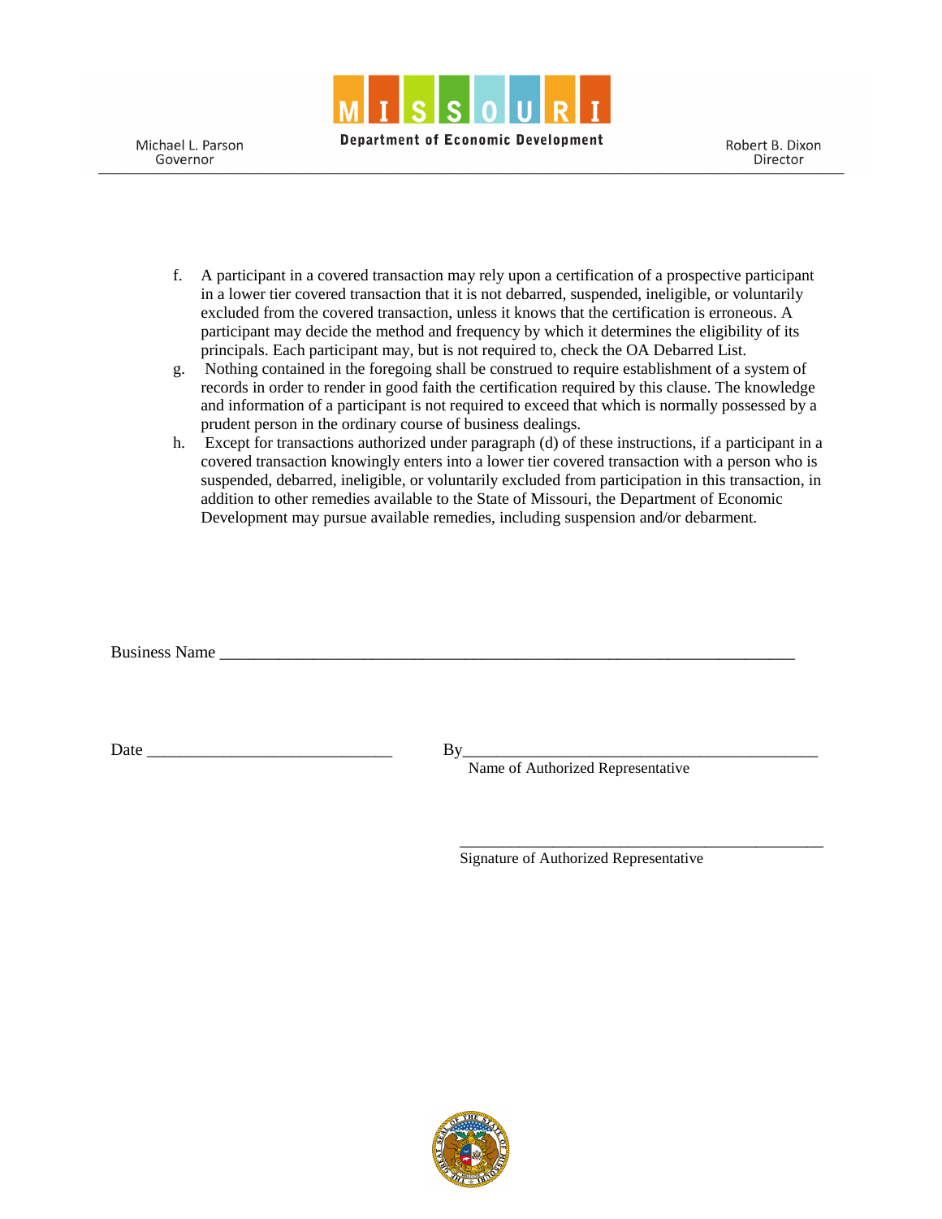f. A participant in a covered transaction may rely upon a certification of a prospective participant in a lower tier covered transaction that it is not debarred, suspended, ineligible, or voluntarily excluded from the covered transaction, unless it knows that the certification is erroneous. A participant may decide the method and frequency by which it determines the eligibility of its principals. Each participant may, but is not required to, check the OA Debarred List.

g. Nothing contained in the foregoing shall be construed to require establishment of a system of records in order to render in good faith the certification required by this clause. The knowledge and information of a participant is not required to exceed that which is normally possessed by a prudent person in the ordinary course of business dealings.

h. Except for transactions authorized under paragraph (d) of these instructions, if a participant in a covered transaction knowingly enters into a lower tier covered transaction with a person who is suspended, debarred, ineligible, or voluntarily excluded from participation in this transaction, in addition to other remedies available to the State of Missouri, the Department of Economic Development may pursue available remedies, including suspension and/or debarment.

Business Name ________________________________________________________________________

Date ______________________________ By_____________________________________________
Name of Authorized Representative

_____________________________________________
Signature of Authorized Representative